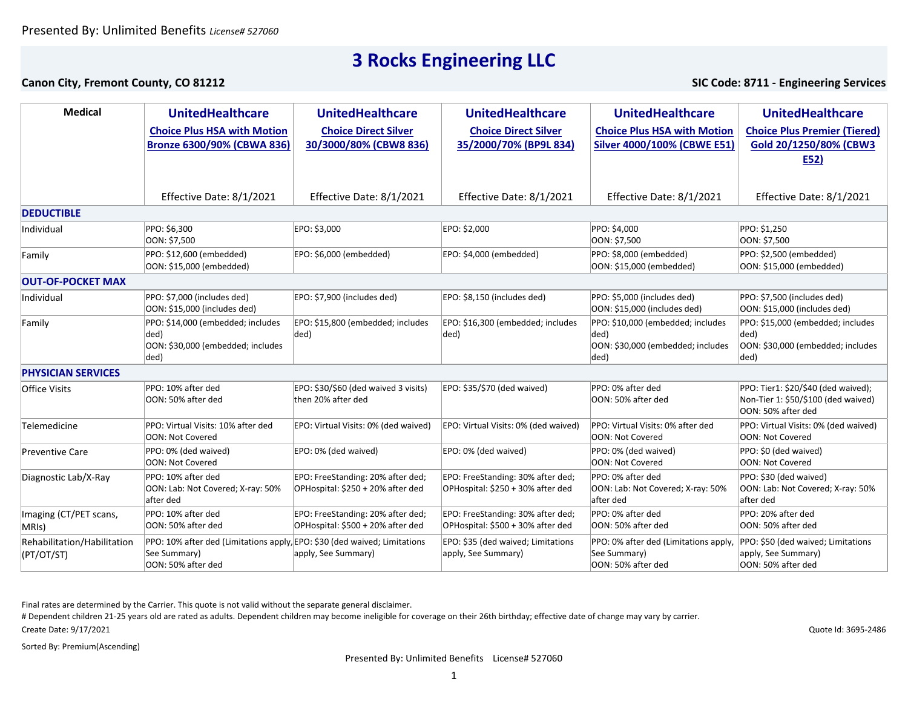Presented By: Unlimited Benefits *License# 527060*

# 3 Rocks Engineering LLC

**Canon City, Fremont County, CO 81212** **SIC Code: 8711 - Engineering Services**

| Medical | UnitedHealthcare Choice Plus HSA with Motion Bronze 6300/90% (CBWA 836) Effective Date: 8/1/2021 | UnitedHealthcare Choice Direct Silver 30/3000/80% (CBW8 836) Effective Date: 8/1/2021 | UnitedHealthcare Choice Direct Silver 35/2000/70% (BP9L 834) Effective Date: 8/1/2021 | UnitedHealthcare Choice Plus HSA with Motion Silver 4000/100% (CBWE E51) Effective Date: 8/1/2021 | UnitedHealthcare Choice Plus Premier (Tiered) Gold 20/1250/80% (CBW3 E52) Effective Date: 8/1/2021 |
|---|---|---|---|---|---|
| **DEDUCTIBLE** | | | | | |
| Individual | PPO: $6,300<br>OON: $7,500 | EPO: $3,000 | EPO: $2,000 | PPO: $4,000<br>OON: $7,500 | PPO: $1,250<br>OON: $7,500 |
| Family | PPO: $12,600 (embedded)<br>OON: $15,000 (embedded) | EPO: $6,000 (embedded) | EPO: $4,000 (embedded) | PPO: $8,000 (embedded)<br>OON: $15,000 (embedded) | PPO: $2,500 (embedded)<br>OON: $15,000 (embedded) |
| **OUT-OF-POCKET MAX** | | | | | |
| Individual | PPO: $7,000 (includes ded)<br>OON: $15,000 (includes ded) | EPO: $7,900 (includes ded) | EPO: $8,150 (includes ded) | PPO: $5,000 (includes ded)<br>OON: $15,000 (includes ded) | PPO: $7,500 (includes ded)<br>OON: $15,000 (includes ded) |
| Family | PPO: $14,000 (embedded; includes ded)<br>OON: $30,000 (embedded; includes ded) | EPO: $15,800 (embedded; includes ded) | EPO: $16,300 (embedded; includes ded) | PPO: $10,000 (embedded; includes ded)<br>OON: $30,000 (embedded; includes ded) | PPO: $15,000 (embedded; includes ded)<br>OON: $30,000 (embedded; includes ded) |
| **PHYSICIAN SERVICES** | | | | | |
| Office Visits | PPO: 10% after ded<br>OON: 50% after ded | EPO: $30/$60 (ded waived 3 visits) then 20% after ded | EPO: $35/$70 (ded waived) | PPO: 0% after ded<br>OON: 50% after ded | PPO: Tier1: $20/$40 (ded waived); Non-Tier 1: $50/$100 (ded waived)<br>OON: 50% after ded |
| Telemedicine | PPO: Virtual Visits: 10% after ded<br>OON: Not Covered | EPO: Virtual Visits: 0% (ded waived) | EPO: Virtual Visits: 0% (ded waived) | PPO: Virtual Visits: 0% after ded<br>OON: Not Covered | PPO: Virtual Visits: 0% (ded waived)<br>OON: Not Covered |
| Preventive Care | PPO: 0% (ded waived)<br>OON: Not Covered | EPO: 0% (ded waived) | EPO: 0% (ded waived) | PPO: 0% (ded waived)<br>OON: Not Covered | PPO: $0 (ded waived)<br>OON: Not Covered |
| Diagnostic Lab/X-Ray | PPO: 10% after ded<br>OON: Lab: Not Covered; X-ray: 50% after ded | EPO: FreeStanding: 20% after ded; OPHospital: $250 + 20% after ded | EPO: FreeStanding: 30% after ded; OPHospital: $250 + 30% after ded | PPO: 0% after ded<br>OON: Lab: Not Covered; X-ray: 50% after ded | PPO: $30 (ded waived)<br>OON: Lab: Not Covered; X-ray: 50% after ded |
| Imaging (CT/PET scans, MRIs) | PPO: 10% after ded<br>OON: 50% after ded | EPO: FreeStanding: 20% after ded; OPHospital: $500 + 20% after ded | EPO: FreeStanding: 30% after ded; OPHospital: $500 + 30% after ded | PPO: 0% after ded<br>OON: 50% after ded | PPO: 20% after ded<br>OON: 50% after ded |
| Rehabilitation/Habilitation (PT/OT/ST) | PPO: 10% after ded (Limitations apply, See Summary)<br>OON: 50% after ded | EPO: $30 (ded waived; Limitations apply, See Summary) | EPO: $35 (ded waived; Limitations apply, See Summary) | PPO: 0% after ded (Limitations apply, See Summary)<br>OON: 50% after ded | PPO: $50 (ded waived; Limitations apply, See Summary)<br>OON: 50% after ded |

Final rates are determined by the Carrier. This quote is not valid without the separate general disclaimer.

# Dependent children 21-25 years old are rated as adults. Dependent children may become ineligible for coverage on their 26th birthday; effective date of change may vary by carrier.

Create Date: 9/17/2021

Quote Id: 3695-2486

Sorted By: Premium(Ascending)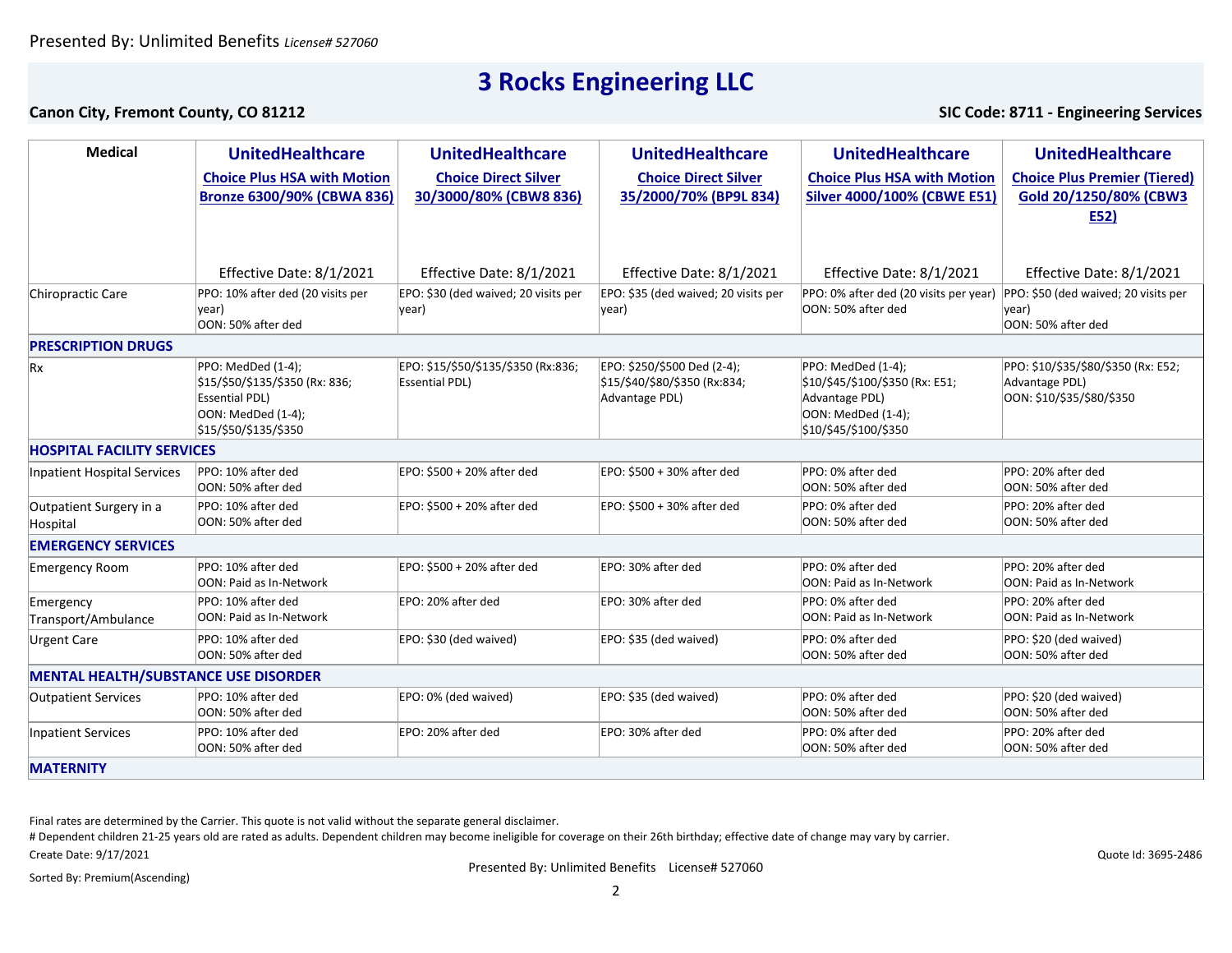# 3 Rocks Engineering LLC

**Canon City, Fremont County, CO 81212**

**SIC Code: 8711 - Engineering Services**

| Medical | UnitedHealthcare Choice Plus HSA with Motion Bronze 6300/90% (CBWA 836) | UnitedHealthcare Choice Direct Silver 30/3000/80% (CBW8 836) | UnitedHealthcare Choice Direct Silver 35/2000/70% (BP9L 834) | UnitedHealthcare Choice Plus HSA with Motion Silver 4000/100% (CBWE E51) | UnitedHealthcare Choice Plus Premier (Tiered) Gold 20/1250/80% (CBW3 E52) |
|---|---|---|---|---|---|
| | Effective Date: 8/1/2021 | Effective Date: 8/1/2021 | Effective Date: 8/1/2021 | Effective Date: 8/1/2021 | Effective Date: 8/1/2021 |
| Chiropractic Care | PPO: 10% after ded (20 visits per year)<br>OON: 50% after ded | EPO: $30 (ded waived; 20 visits per year) | EPO: $35 (ded waived; 20 visits per year) | PPO: 0% after ded (20 visits per year)<br>OON: 50% after ded | PPO: $50 (ded waived; 20 visits per year)<br>OON: 50% after ded |
| **PRESCRIPTION DRUGS** | | | | | |
| Rx | PPO: MedDed (1-4); $15/$50/$135/$350 (Rx: 836; Essential PDL)<br>OON: MedDed (1-4); $15/$50/$135/$350 | EPO: $15/$50/$135/$350 (Rx:836; Essential PDL) | EPO: $250/$500 Ded (2-4); $15/$40/$80/$350 (Rx:834; Advantage PDL) | PPO: MedDed (1-4); $10/$45/$100/$350 (Rx: E51; Advantage PDL)<br>OON: MedDed (1-4); $10/$45/$100/$350 | PPO: $10/$35/$80/$350 (Rx: E52; Advantage PDL)<br>OON: $10/$35/$80/$350 |
| **HOSPITAL FACILITY SERVICES** | | | | | |
| Inpatient Hospital Services | PPO: 10% after ded<br>OON: 50% after ded | EPO: $500 + 20% after ded | EPO: $500 + 30% after ded | PPO: 0% after ded<br>OON: 50% after ded | PPO: 20% after ded<br>OON: 50% after ded |
| Outpatient Surgery in a Hospital | PPO: 10% after ded<br>OON: 50% after ded | EPO: $500 + 20% after ded | EPO: $500 + 30% after ded | PPO: 0% after ded<br>OON: 50% after ded | PPO: 20% after ded<br>OON: 50% after ded |
| **EMERGENCY SERVICES** | | | | | |
| Emergency Room | PPO: 10% after ded<br>OON: Paid as In-Network | EPO: $500 + 20% after ded | EPO: 30% after ded | PPO: 0% after ded<br>OON: Paid as In-Network | PPO: 20% after ded<br>OON: Paid as In-Network |
| Emergency Transport/Ambulance | PPO: 10% after ded<br>OON: Paid as In-Network | EPO: 20% after ded | EPO: 30% after ded | PPO: 0% after ded<br>OON: Paid as In-Network | PPO: 20% after ded<br>OON: Paid as In-Network |
| Urgent Care | PPO: 10% after ded<br>OON: 50% after ded | EPO: $30 (ded waived) | EPO: $35 (ded waived) | PPO: 0% after ded<br>OON: 50% after ded | PPO: $20 (ded waived)<br>OON: 50% after ded |
| **MENTAL HEALTH/SUBSTANCE USE DISORDER** | | | | | |
| Outpatient Services | PPO: 10% after ded<br>OON: 50% after ded | EPO: 0% (ded waived) | EPO: $35 (ded waived) | PPO: 0% after ded<br>OON: 50% after ded | PPO: $20 (ded waived)<br>OON: 50% after ded |
| Inpatient Services | PPO: 10% after ded<br>OON: 50% after ded | EPO: 20% after ded | EPO: 30% after ded | PPO: 0% after ded<br>OON: 50% after ded | PPO: 20% after ded<br>OON: 50% after ded |
| **MATERNITY** | | | | | |

Final rates are determined by the Carrier. This quote is not valid without the separate general disclaimer.

# Dependent children 21-25 years old are rated as adults. Dependent children may become ineligible for coverage on their 26th birthday; effective date of change may vary by carrier.

Create Date: 9/17/2021

Quote Id: 3695-2486

Sorted By: Premium(Ascending)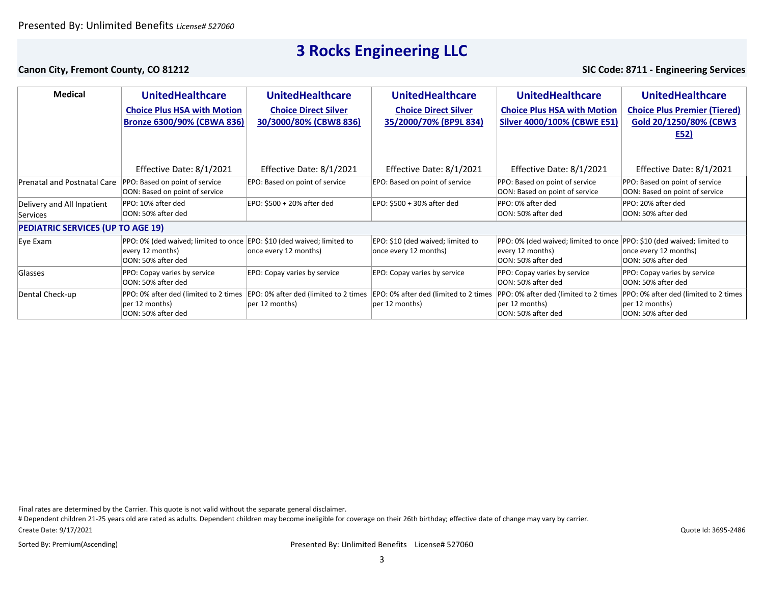Presented By: Unlimited Benefits *License# 527060*

# 3 Rocks Engineering LLC

**Canon City, Fremont County, CO 81212** **SIC Code: 8711 - Engineering Services**

| Medical | UnitedHealthcare Choice Plus HSA with Motion Bronze 6300/90% (CBWA 836) Effective Date: 8/1/2021 | UnitedHealthcare Choice Direct Silver 30/3000/80% (CBW8 836) Effective Date: 8/1/2021 | UnitedHealthcare Choice Direct Silver 35/2000/70% (BP9L 834) Effective Date: 8/1/2021 | UnitedHealthcare Choice Plus HSA with Motion Silver 4000/100% (CBWE E51) Effective Date: 8/1/2021 | UnitedHealthcare Choice Plus Premier (Tiered) Gold 20/1250/80% (CBW3 E52) Effective Date: 8/1/2021 |
|---|---|---|---|---|---|
| Prenatal and Postnatal Care | PPO: Based on point of service<br>OON: Based on point of service | EPO: Based on point of service | EPO: Based on point of service | PPO: Based on point of service<br>OON: Based on point of service | PPO: Based on point of service<br>OON: Based on point of service |
| Delivery and All Inpatient Services | PPO: 10% after ded<br>OON: 50% after ded | EPO: $500 + 20% after ded | EPO: $500 + 30% after ded | PPO: 0% after ded<br>OON: 50% after ded | PPO: 20% after ded<br>OON: 50% after ded |
| **PEDIATRIC SERVICES (UP TO AGE 19)** | | | | | |
| Eye Exam | PPO: 0% (ded waived; limited to once every 12 months)<br>OON: 50% after ded | EPO: $10 (ded waived; limited to once every 12 months) | EPO: $10 (ded waived; limited to once every 12 months) | PPO: 0% (ded waived; limited to once every 12 months)<br>OON: 50% after ded | PPO: $10 (ded waived; limited to once every 12 months)<br>OON: 50% after ded |
| Glasses | PPO: Copay varies by service<br>OON: 50% after ded | EPO: Copay varies by service | EPO: Copay varies by service | PPO: Copay varies by service<br>OON: 50% after ded | PPO: Copay varies by service<br>OON: 50% after ded |
| Dental Check-up | PPO: 0% after ded (limited to 2 times per 12 months)<br>OON: 50% after ded | EPO: 0% after ded (limited to 2 times per 12 months) | EPO: 0% after ded (limited to 2 times per 12 months) | PPO: 0% after ded (limited to 2 times per 12 months)<br>OON: 50% after ded | PPO: 0% after ded (limited to 2 times per 12 months)<br>OON: 50% after ded |

Final rates are determined by the Carrier. This quote is not valid without the separate general disclaimer.

# Dependent children 21-25 years old are rated as adults. Dependent children may become ineligible for coverage on their 26th birthday; effective date of change may vary by carrier.

Create Date: 9/17/2021

Quote Id: 3695-2486

Sorted By: Premium(Ascending)

Presented By: Unlimited Benefits License# 527060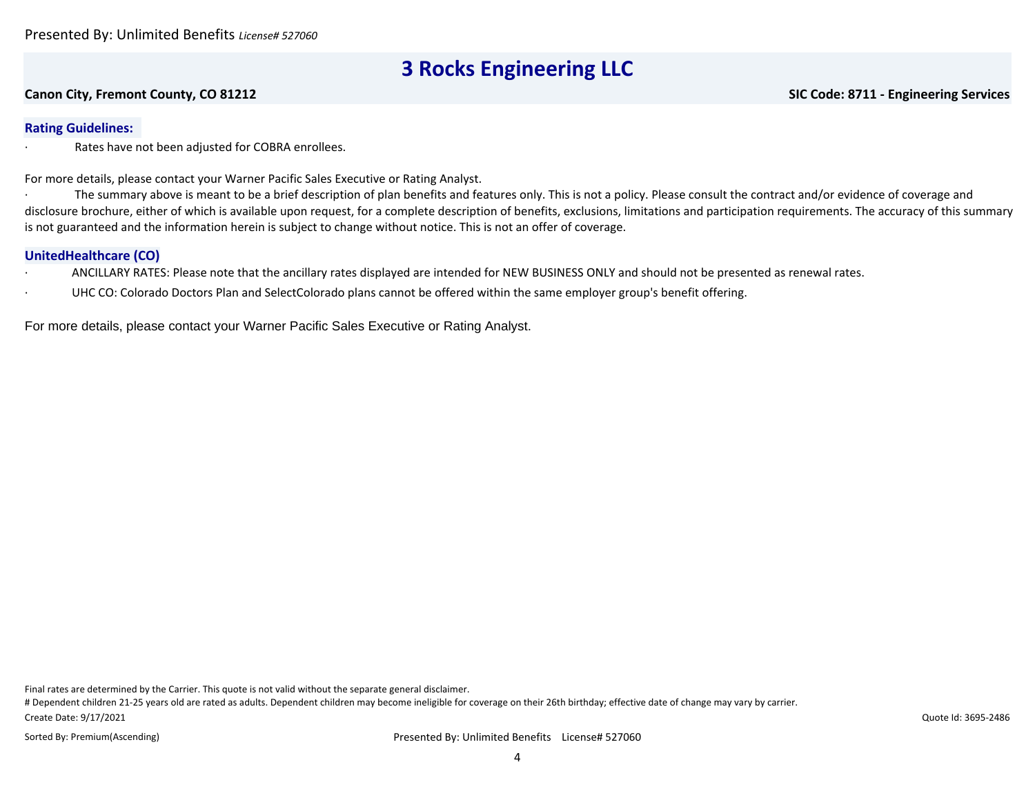# 3 Rocks Engineering LLC

**Canon City, Fremont County, CO 81212** | **SIC Code: 8711 - Engineering Services**

### Rating Guidelines:

- Rates have not been adjusted for COBRA enrollees.

For more details, please contact your Warner Pacific Sales Executive or Rating Analyst.

- The summary above is meant to be a brief description of plan benefits and features only. This is not a policy. Please consult the contract and/or evidence of coverage and disclosure brochure, either of which is available upon request, for a complete description of benefits, exclusions, limitations and participation requirements. The accuracy of this summary is not guaranteed and the information herein is subject to change without notice. This is not an offer of coverage.

### UnitedHealthcare (CO)

- ANCILLARY RATES: Please note that the ancillary rates displayed are intended for NEW BUSINESS ONLY and should not be presented as renewal rates.
- UHC CO: Colorado Doctors Plan and SelectColorado plans cannot be offered within the same employer group's benefit offering.

For more details, please contact your Warner Pacific Sales Executive or Rating Analyst.

Final rates are determined by the Carrier. This quote is not valid without the separate general disclaimer.

# Dependent children 21-25 years old are rated as adults. Dependent children may become ineligible for coverage on their 26th birthday; effective date of change may vary by carrier.

Create Date: 9/17/2021

Quote Id: 3695-2486

Sorted By: Premium(Ascending)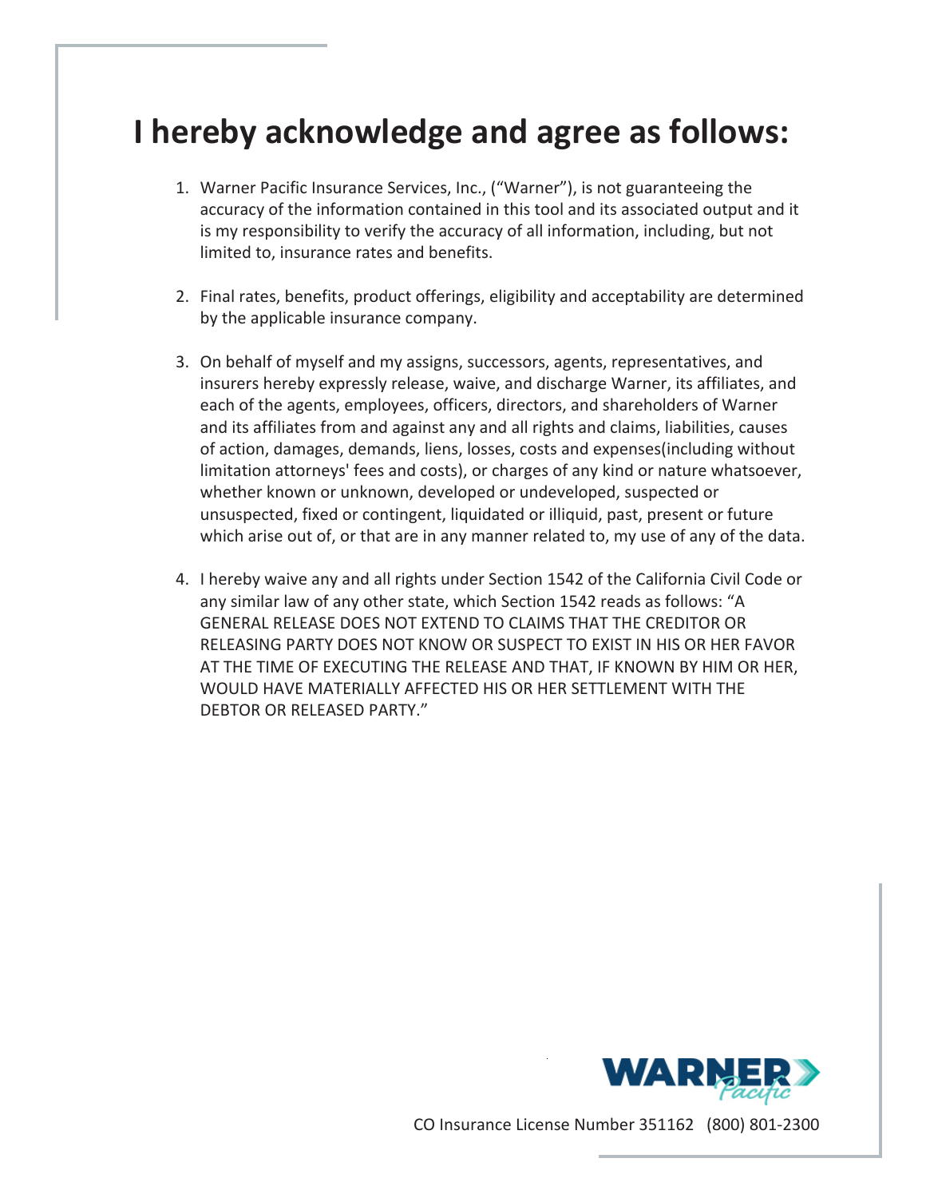# I hereby acknowledge and agree as follows:

1. Warner Pacific Insurance Services, Inc., ("Warner"), is not guaranteeing the accuracy of the information contained in this tool and its associated output and it is my responsibility to verify the accuracy of all information, including, but not limited to, insurance rates and benefits.

2. Final rates, benefits, product offerings, eligibility and acceptability are determined by the applicable insurance company.

3. On behalf of myself and my assigns, successors, agents, representatives, and insurers hereby expressly release, waive, and discharge Warner, its affiliates, and each of the agents, employees, officers, directors, and shareholders of Warner and its affiliates from and against any and all rights and claims, liabilities, causes of action, damages, demands, liens, losses, costs and expenses(including without limitation attorneys' fees and costs), or charges of any kind or nature whatsoever, whether known or unknown, developed or undeveloped, suspected or unsuspected, fixed or contingent, liquidated or illiquid, past, present or future which arise out of, or that are in any manner related to, my use of any of the data.

4. I hereby waive any and all rights under Section 1542 of the California Civil Code or any similar law of any other state, which Section 1542 reads as follows: "A GENERAL RELEASE DOES NOT EXTEND TO CLAIMS THAT THE CREDITOR OR RELEASING PARTY DOES NOT KNOW OR SUSPECT TO EXIST IN HIS OR HER FAVOR AT THE TIME OF EXECUTING THE RELEASE AND THAT, IF KNOWN BY HIM OR HER, WOULD HAVE MATERIALLY AFFECTED HIS OR HER SETTLEMENT WITH THE DEBTOR OR RELEASED PARTY."

WARNER Pacific

CO Insurance License Number 351162 (800) 801-2300